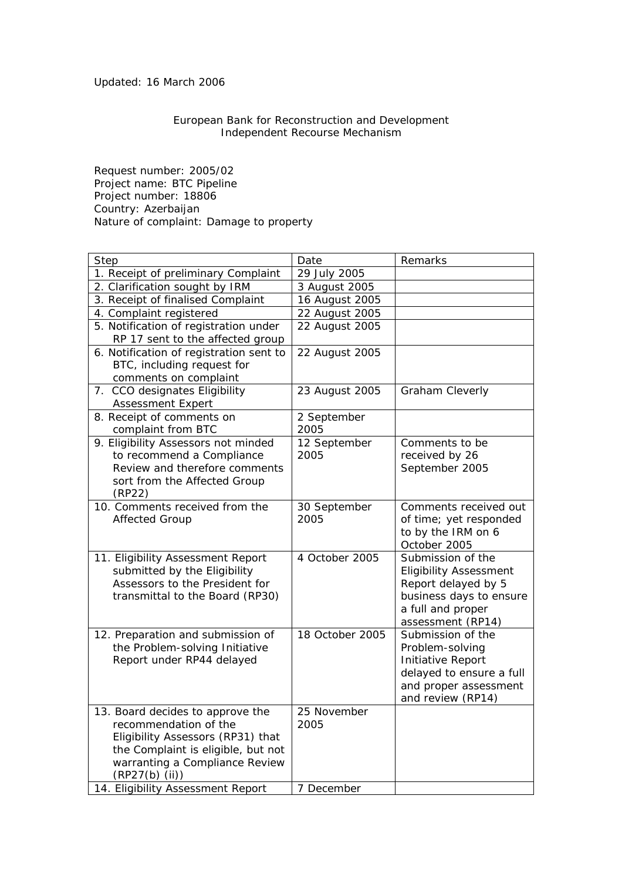Updated: 16 March 2006

European Bank for Reconstruction and Development
Independent Recourse Mechanism

Request number: 2005/02
Project name: BTC Pipeline
Project number: 18806
Country: Azerbaijan
Nature of complaint: Damage to property

| Step | Date | Remarks |
|---|---|---|
| 1. Receipt of preliminary Complaint | 29 July 2005 | |
| 2. Clarification sought by IRM | 3 August 2005 | |
| 3. Receipt of finalised Complaint | 16 August 2005 | |
| 4. Complaint registered | 22 August 2005 | |
| 5. Notification of registration under RP 17 sent to the affected group | 22 August 2005 | |
| 6. Notification of registration sent to BTC, including request for comments on complaint | 22 August 2005 | |
| 7. CCO designates Eligibility Assessment Expert | 23 August 2005 | Graham Cleverly |
| 8. Receipt of comments on complaint from BTC | 2 September 2005 | |
| 9. Eligibility Assessors not minded to recommend a Compliance Review and therefore comments sort from the Affected Group (RP22) | 12 September 2005 | Comments to be received by 26 September 2005 |
| 10. Comments received from the Affected Group | 30 September 2005 | Comments received out of time; yet responded to by the IRM on 6 October 2005 |
| 11. Eligibility Assessment Report submitted by the Eligibility Assessors to the President for transmittal to the Board (RP30) | 4 October 2005 | Submission of the Eligibility Assessment Report delayed by 5 business days to ensure a full and proper assessment (RP14) |
| 12. Preparation and submission of the Problem-solving Initiative Report under RP44 delayed | 18 October 2005 | Submission of the Problem-solving Initiative Report delayed to ensure a full and proper assessment and review (RP14) |
| 13. Board decides to approve the recommendation of the Eligibility Assessors (RP31) that the Complaint is eligible, but not warranting a Compliance Review (RP27(b) (ii)) | 25 November 2005 | |
| 14. Eligibility Assessment Report | 7 December | |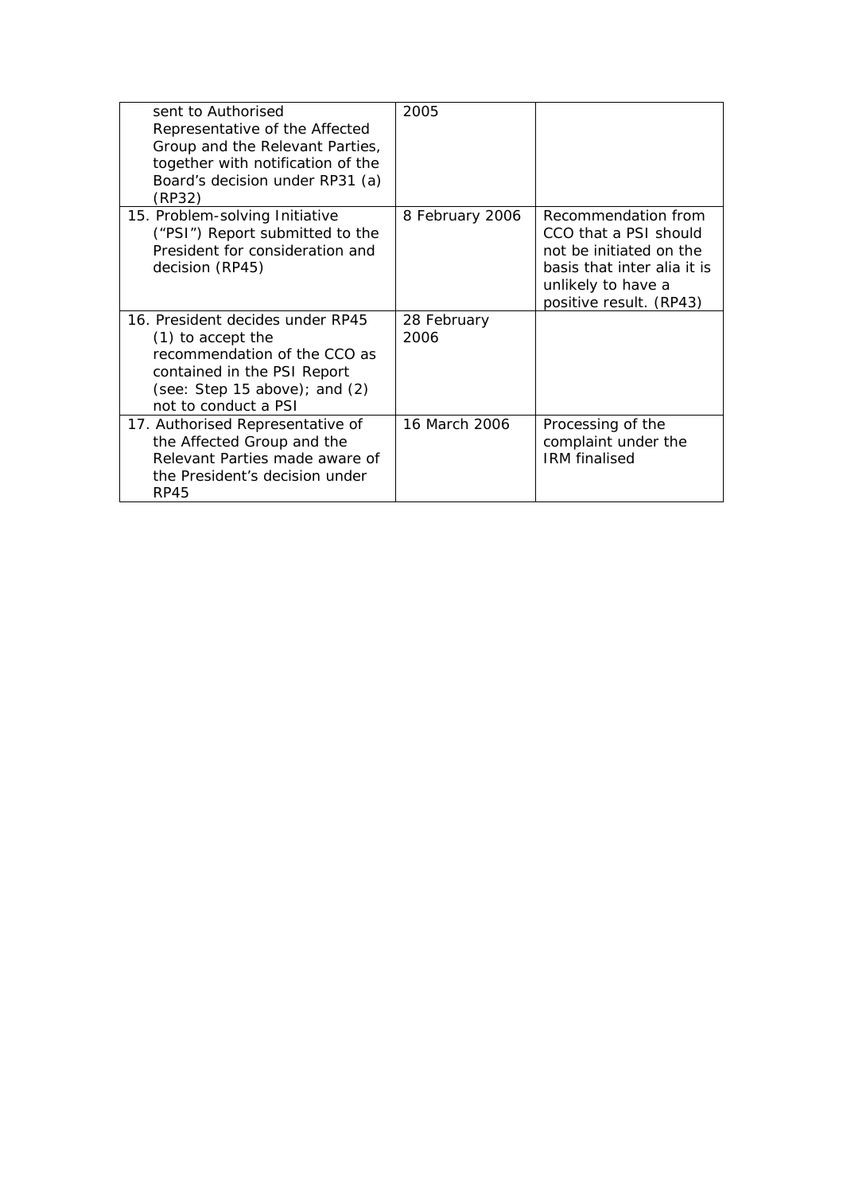| | | |
|---|---|---|
| sent to Authorised Representative of the Affected Group and the Relevant Parties, together with notification of the Board's decision under RP31 (a) (RP32) | 2005 | |
| 15. Problem-solving Initiative ("PSI") Report submitted to the President for consideration and decision (RP45) | 8 February 2006 | Recommendation from CCO that a PSI should not be initiated on the basis that inter alia it is unlikely to have a positive result. (RP43) |
| 16. President decides under RP45 (1) to accept the recommendation of the CCO as contained in the PSI Report (see: Step 15 above); and (2) not to conduct a PSI | 28 February 2006 | |
| 17. Authorised Representative of the Affected Group and the Relevant Parties made aware of the President's decision under RP45 | 16 March 2006 | Processing of the complaint under the IRM finalised |